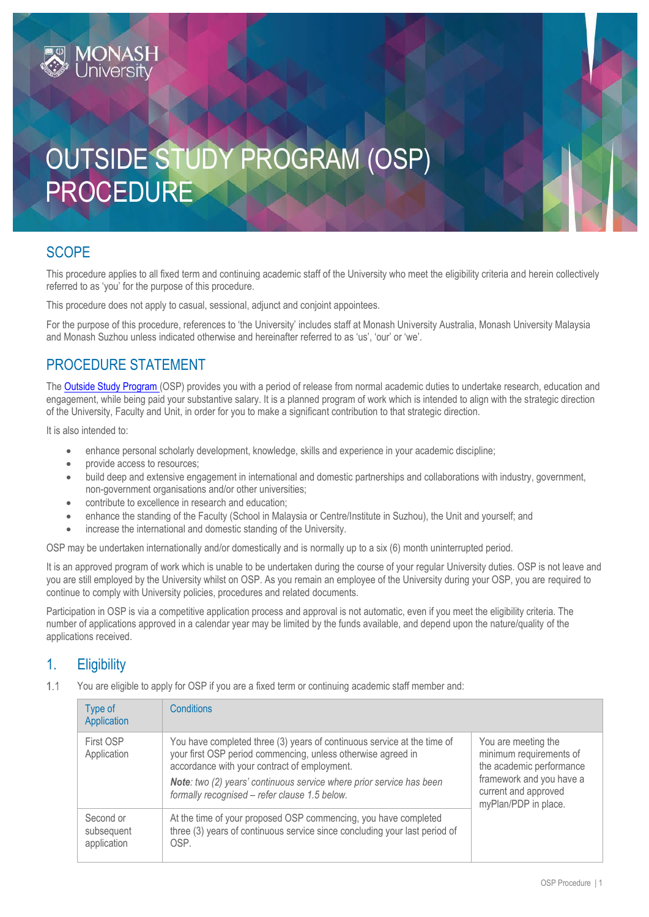# OUTSIDE STUDY PROGRAM (OSP) PROCEDURE

## SCOPE

This procedure applies to all fixed term and continuing academic staff of the University who meet the eligibility criteria and herein collectively referred to as 'you' for the purpose of this procedure.

This procedure does not apply to casual, sessional, adjunct and conjoint appointees.

For the purpose of this procedure, references to 'the University' includes staff at Monash University Australia, Monash University Malaysia and Monash Suzhou unless indicated otherwise and hereinafter referred to as 'us', 'our' or 'we'.

## PROCEDURE STATEMENT

The Outside Study Program (OSP) provides you with a period of release from normal academic duties to undertake research, education and engagement, while being paid your substantive salary. It is a planned program of work which is intended to align with the strategic direction of the University, Faculty and Unit, in order for you to make a significant contribution to that strategic direction.

It is also intended to:

- enhance personal scholarly development, knowledge, skills and experience in your academic discipline;
- provide access to resources;
- build deep and extensive engagement in international and domestic partnerships and collaborations with industry, government, non-government organisations and/or other universities;
- contribute to excellence in research and education;
- enhance the standing of the Faculty (School in Malaysia or Centre/Institute in Suzhou), the Unit and yourself; and
- increase the international and domestic standing of the University.

OSP may be undertaken internationally and/or domestically and is normally up to a six (6) month uninterrupted period.

It is an approved program of work which is unable to be undertaken during the course of your regular University duties. OSP is not leave and you are still employed by the University whilst on OSP. As you remain an employee of the University during your OSP, you are required to continue to comply with University policies, procedures and related documents.

Participation in OSP is via a competitive application process and approval is not automatic, even if you meet the eligibility criteria. The number of applications approved in a calendar year may be limited by the funds available, and depend upon the nature/quality of the applications received.

## 1. Eligibility

1.1 You are eligible to apply for OSP if you are a fixed term or continuing academic staff member and:

| Type of Application | Conditions | |
|---|---|---|
| First OSP Application | You have completed three (3) years of continuous service at the time of your first OSP period commencing, unless otherwise agreed in accordance with your contract of employment.<br>***Note**: two (2) years' continuous service where prior service has been formally recognised – refer clause 1.5 below.* | You are meeting the minimum requirements of the academic performance framework and you have a current and approved myPlan/PDP in place. |
| Second or subsequent application | At the time of your proposed OSP commencing, you have completed three (3) years of continuous service since concluding your last period of OSP. | |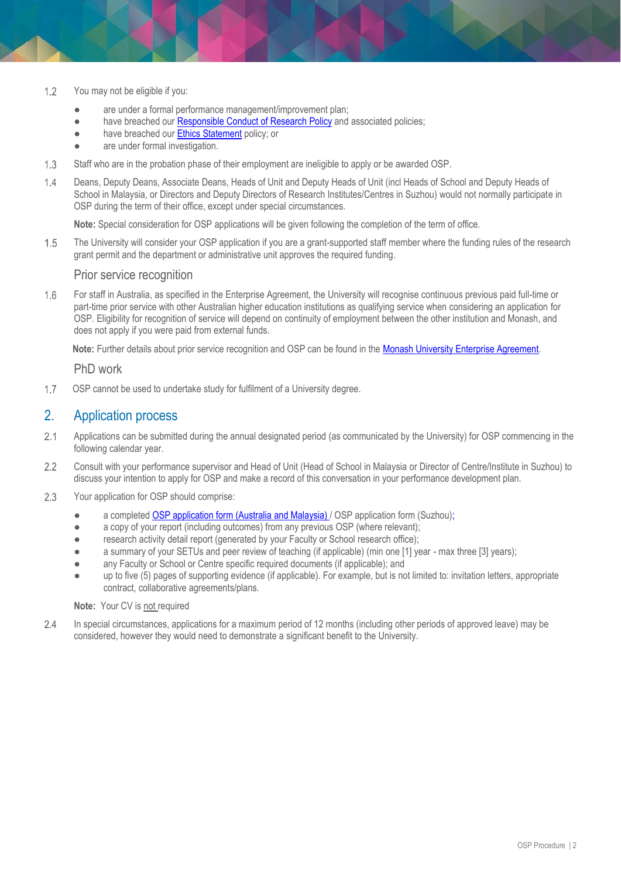1.2 You may not be eligible if you:

- are under a formal performance management/improvement plan;
- have breached our [Responsible Conduct of Research Policy] and associated policies;
- have breached our [Ethics Statement] policy; or
- are under formal investigation.

1.3 Staff who are in the probation phase of their employment are ineligible to apply or be awarded OSP.

1.4 Deans, Deputy Deans, Associate Deans, Heads of Unit and Deputy Heads of Unit (incl Heads of School and Deputy Heads of School in Malaysia, or Directors and Deputy Directors of Research Institutes/Centres in Suzhou) would not normally participate in OSP during the term of their office, except under special circumstances.

**Note:** Special consideration for OSP applications will be given following the completion of the term of office.

1.5 The University will consider your OSP application if you are a grant-supported staff member where the funding rules of the research grant permit and the department or administrative unit approves the required funding.

### Prior service recognition

1.6 For staff in Australia, as specified in the Enterprise Agreement, the University will recognise continuous previous paid full-time or part-time prior service with other Australian higher education institutions as qualifying service when considering an application for OSP. Eligibility for recognition of service will depend on continuity of employment between the other institution and Monash, and does not apply if you were paid from external funds.

**Note:** Further details about prior service recognition and OSP can be found in the [Monash University Enterprise Agreement].

### PhD work

1.7 OSP cannot be used to undertake study for fulfilment of a University degree.

## 2. Application process

2.1 Applications can be submitted during the annual designated period (as communicated by the University) for OSP commencing in the following calendar year.

2.2 Consult with your performance supervisor and Head of Unit (Head of School in Malaysia or Director of Centre/Institute in Suzhou) to discuss your intention to apply for OSP and make a record of this conversation in your performance development plan.

2.3 Your application for OSP should comprise:

- a completed [OSP application form (Australia and Malaysia)] / OSP application form (Suzhou);
- a copy of your report (including outcomes) from any previous OSP (where relevant);
- research activity detail report (generated by your Faculty or School research office);
- a summary of your SETUs and peer review of teaching (if applicable) (min one [1] year - max three [3] years);
- any Faculty or School or Centre specific required documents (if applicable); and
- up to five (5) pages of supporting evidence (if applicable). For example, but is not limited to: invitation letters, appropriate contract, collaborative agreements/plans.

**Note:** Your CV is not required

2.4 In special circumstances, applications for a maximum period of 12 months (including other periods of approved leave) may be considered, however they would need to demonstrate a significant benefit to the University.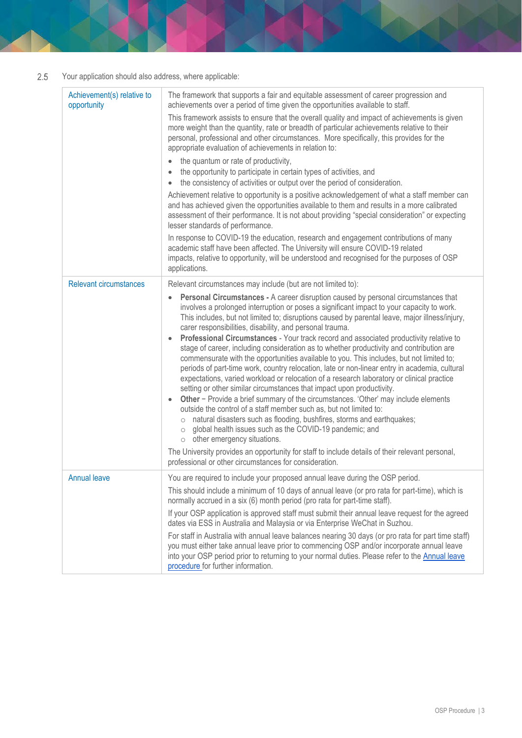2.5 Your application should also address, where applicable:

| | |
|---|---|
| Achievement(s) relative to opportunity | The framework that supports a fair and equitable assessment of career progression and achievements over a period of time given the opportunities available to staff.<br><br>This framework assists to ensure that the overall quality and impact of achievements is given more weight than the quantity, rate or breadth of particular achievements relative to their personal, professional and other circumstances. More specifically, this provides for the appropriate evaluation of achievements in relation to:<br><br>• the quantum or rate of productivity,<br>• the opportunity to participate in certain types of activities, and<br>• the consistency of activities or output over the period of consideration.<br><br>Achievement relative to opportunity is a positive acknowledgement of what a staff member can and has achieved given the opportunities available to them and results in a more calibrated assessment of their performance. It is not about providing "special consideration" or expecting lesser standards of performance.<br><br>In response to COVID-19 the education, research and engagement contributions of many academic staff have been affected. The University will ensure COVID-19 related impacts, relative to opportunity, will be understood and recognised for the purposes of OSP applications. |
| Relevant circumstances | Relevant circumstances may include (but are not limited to):<br><br>• **Personal Circumstances -** A career disruption caused by personal circumstances that involves a prolonged interruption or poses a significant impact to your capacity to work. This includes, but not limited to; disruptions caused by parental leave, major illness/injury, carer responsibilities, disability, and personal trauma.<br>• **Professional Circumstances** - Your track record and associated productivity relative to stage of career, including consideration as to whether productivity and contribution are commensurate with the opportunities available to you. This includes, but not limited to; periods of part-time work, country relocation, late or non-linear entry in academia, cultural expectations, varied workload or relocation of a research laboratory or clinical practice setting or other similar circumstances that impact upon productivity.<br>• **Other** – Provide a brief summary of the circumstances. 'Other' may include elements outside the control of a staff member such as, but not limited to:<br>  ○ natural disasters such as flooding, bushfires, storms and earthquakes;<br>  ○ global health issues such as the COVID-19 pandemic; and<br>  ○ other emergency situations.<br><br>The University provides an opportunity for staff to include details of their relevant personal, professional or other circumstances for consideration. |
| Annual leave | You are required to include your proposed annual leave during the OSP period.<br><br>This should include a minimum of 10 days of annual leave (or pro rata for part-time), which is normally accrued in a six (6) month period (pro rata for part-time staff).<br><br>If your OSP application is approved staff must submit their annual leave request for the agreed dates via ESS in Australia and Malaysia or via Enterprise WeChat in Suzhou.<br><br>For staff in Australia with annual leave balances nearing 30 days (or pro rata for part time staff) you must either take annual leave prior to commencing OSP and/or incorporate annual leave into your OSP period prior to returning to your normal duties. Please refer to the Annual leave procedure for further information. |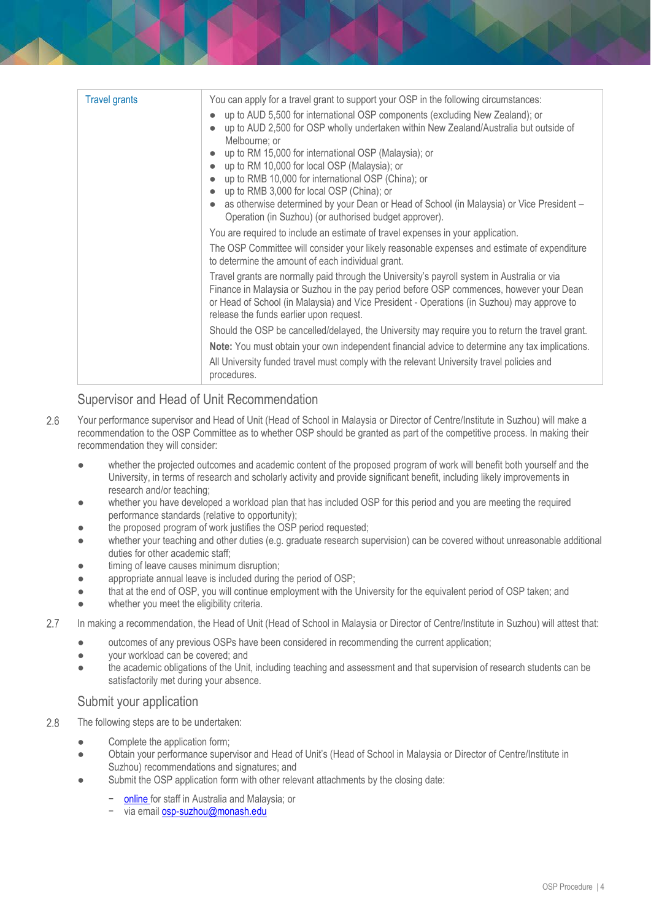| Travel grants | You can apply for a travel grant to support your OSP in the following circumstances:<br>● up to AUD 5,500 for international OSP components (excluding New Zealand); or<br>● up to AUD 2,500 for OSP wholly undertaken within New Zealand/Australia but outside of Melbourne; or<br>● up to RM 15,000 for international OSP (Malaysia); or<br>● up to RM 10,000 for local OSP (Malaysia); or<br>● up to RMB 10,000 for international OSP (China); or<br>● up to RMB 3,000 for local OSP (China); or<br>● as otherwise determined by your Dean or Head of School (in Malaysia) or Vice President – Operation (in Suzhou) (or authorised budget approver).<br>You are required to include an estimate of travel expenses in your application.<br>The OSP Committee will consider your likely reasonable expenses and estimate of expenditure to determine the amount of each individual grant.<br>Travel grants are normally paid through the University's payroll system in Australia or via Finance in Malaysia or Suzhou in the pay period before OSP commences, however your Dean or Head of School (in Malaysia) and Vice President - Operations (in Suzhou) may approve to release the funds earlier upon request.<br>Should the OSP be cancelled/delayed, the University may require you to return the travel grant.<br>**Note:** You must obtain your own independent financial advice to determine any tax implications.<br>All University funded travel must comply with the relevant University travel policies and procedures. |
|---|---|

## Supervisor and Head of Unit Recommendation

2.6 Your performance supervisor and Head of Unit (Head of School in Malaysia or Director of Centre/Institute in Suzhou) will make a recommendation to the OSP Committee as to whether OSP should be granted as part of the competitive process. In making their recommendation they will consider:

- whether the projected outcomes and academic content of the proposed program of work will benefit both yourself and the University, in terms of research and scholarly activity and provide significant benefit, including likely improvements in research and/or teaching;
- whether you have developed a workload plan that has included OSP for this period and you are meeting the required performance standards (relative to opportunity);
- the proposed program of work justifies the OSP period requested;
- whether your teaching and other duties (e.g. graduate research supervision) can be covered without unreasonable additional duties for other academic staff;
- timing of leave causes minimum disruption;
- appropriate annual leave is included during the period of OSP;
- that at the end of OSP, you will continue employment with the University for the equivalent period of OSP taken; and
- whether you meet the eligibility criteria.

2.7 In making a recommendation, the Head of Unit (Head of School in Malaysia or Director of Centre/Institute in Suzhou) will attest that:

- outcomes of any previous OSPs have been considered in recommending the current application;
- your workload can be covered; and
- the academic obligations of the Unit, including teaching and assessment and that supervision of research students can be satisfactorily met during your absence.

## Submit your application

2.8 The following steps are to be undertaken:

- Complete the application form;
- Obtain your performance supervisor and Head of Unit's (Head of School in Malaysia or Director of Centre/Institute in Suzhou) recommendations and signatures; and
- Submit the OSP application form with other relevant attachments by the closing date:
  - online for staff in Australia and Malaysia; or
  - via email osp-suzhou@monash.edu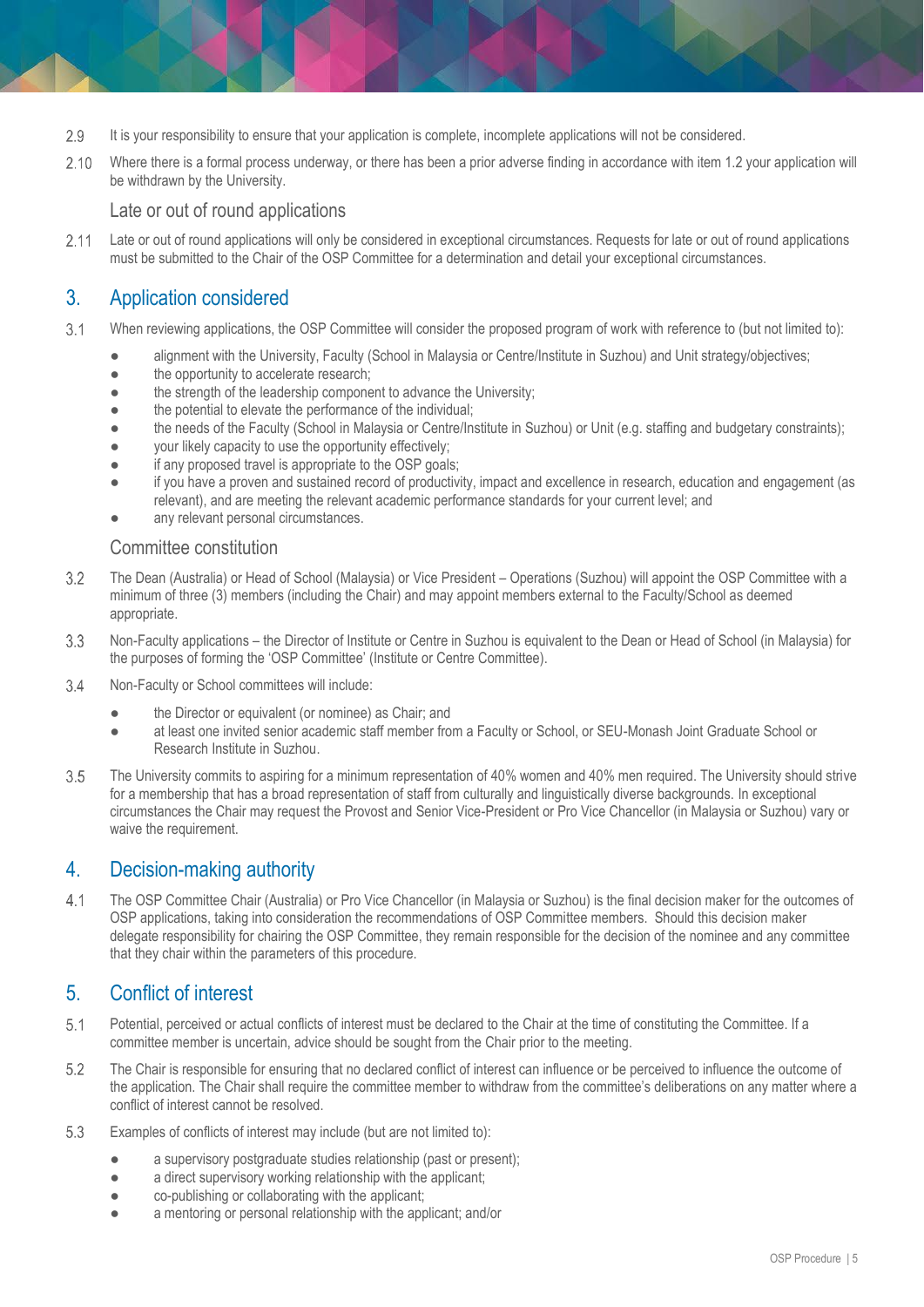2.9 It is your responsibility to ensure that your application is complete, incomplete applications will not be considered.

2.10 Where there is a formal process underway, or there has been a prior adverse finding in accordance with item 1.2 your application will be withdrawn by the University.

### Late or out of round applications

2.11 Late or out of round applications will only be considered in exceptional circumstances. Requests for late or out of round applications must be submitted to the Chair of the OSP Committee for a determination and detail your exceptional circumstances.

## 3. Application considered

3.1 When reviewing applications, the OSP Committee will consider the proposed program of work with reference to (but not limited to):

- alignment with the University, Faculty (School in Malaysia or Centre/Institute in Suzhou) and Unit strategy/objectives;
- the opportunity to accelerate research;
- the strength of the leadership component to advance the University;
- the potential to elevate the performance of the individual;
- the needs of the Faculty (School in Malaysia or Centre/Institute in Suzhou) or Unit (e.g. staffing and budgetary constraints);
- your likely capacity to use the opportunity effectively;
- if any proposed travel is appropriate to the OSP goals;
- if you have a proven and sustained record of productivity, impact and excellence in research, education and engagement (as relevant), and are meeting the relevant academic performance standards for your current level; and
- any relevant personal circumstances.

### Committee constitution

3.2 The Dean (Australia) or Head of School (Malaysia) or Vice President – Operations (Suzhou) will appoint the OSP Committee with a minimum of three (3) members (including the Chair) and may appoint members external to the Faculty/School as deemed appropriate.

3.3 Non-Faculty applications – the Director of Institute or Centre in Suzhou is equivalent to the Dean or Head of School (in Malaysia) for the purposes of forming the 'OSP Committee' (Institute or Centre Committee).

3.4 Non-Faculty or School committees will include:

- the Director or equivalent (or nominee) as Chair; and
- at least one invited senior academic staff member from a Faculty or School, or SEU-Monash Joint Graduate School or Research Institute in Suzhou.

3.5 The University commits to aspiring for a minimum representation of 40% women and 40% men required. The University should strive for a membership that has a broad representation of staff from culturally and linguistically diverse backgrounds. In exceptional circumstances the Chair may request the Provost and Senior Vice-President or Pro Vice Chancellor (in Malaysia or Suzhou) vary or waive the requirement.

## 4. Decision-making authority

4.1 The OSP Committee Chair (Australia) or Pro Vice Chancellor (in Malaysia or Suzhou) is the final decision maker for the outcomes of OSP applications, taking into consideration the recommendations of OSP Committee members. Should this decision maker delegate responsibility for chairing the OSP Committee, they remain responsible for the decision of the nominee and any committee that they chair within the parameters of this procedure.

## 5. Conflict of interest

5.1 Potential, perceived or actual conflicts of interest must be declared to the Chair at the time of constituting the Committee. If a committee member is uncertain, advice should be sought from the Chair prior to the meeting.

5.2 The Chair is responsible for ensuring that no declared conflict of interest can influence or be perceived to influence the outcome of the application. The Chair shall require the committee member to withdraw from the committee's deliberations on any matter where a conflict of interest cannot be resolved.

5.3 Examples of conflicts of interest may include (but are not limited to):

- a supervisory postgraduate studies relationship (past or present);
- a direct supervisory working relationship with the applicant;
- co-publishing or collaborating with the applicant;
- a mentoring or personal relationship with the applicant; and/or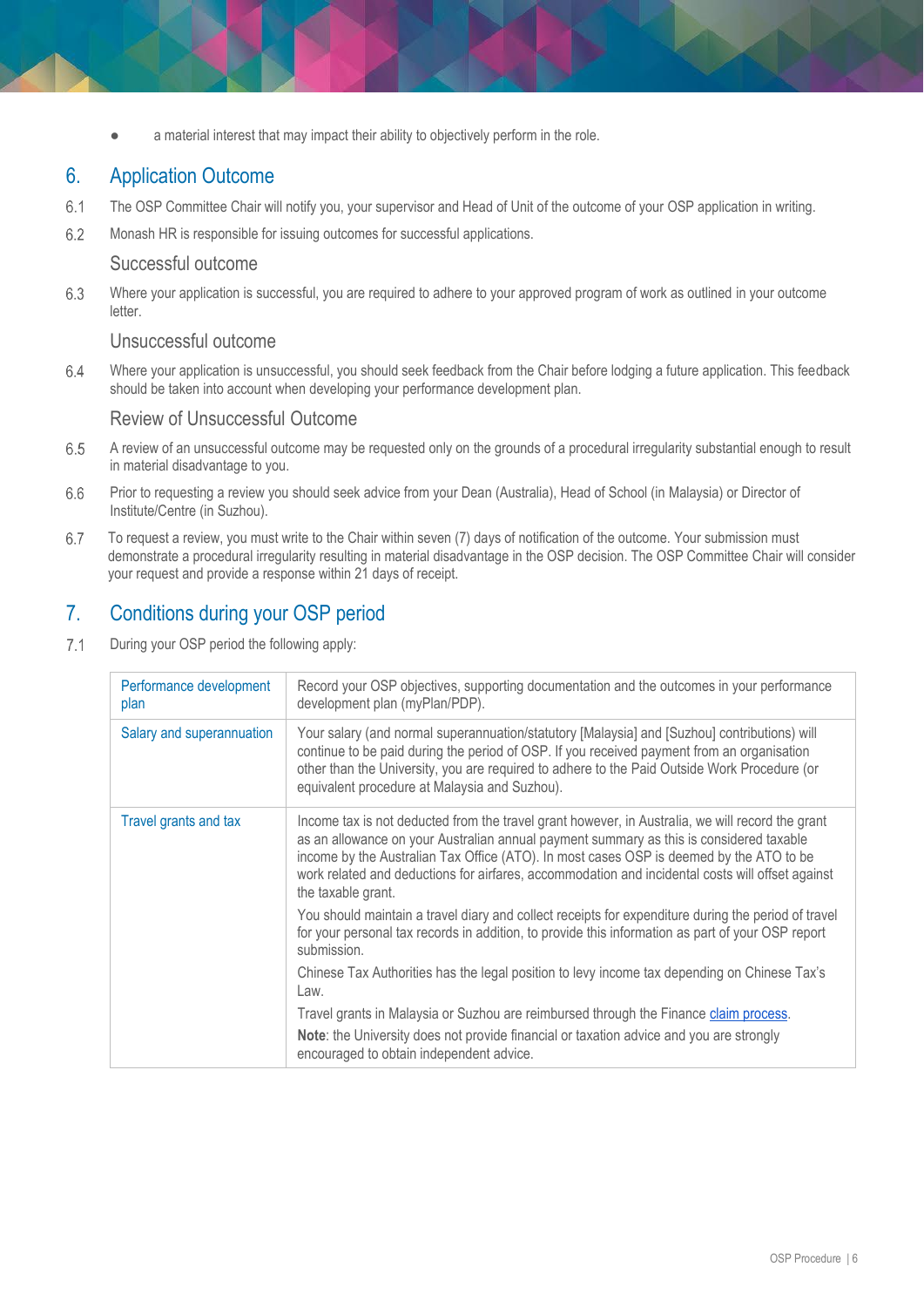- a material interest that may impact their ability to objectively perform in the role.

## 6. Application Outcome

6.1 The OSP Committee Chair will notify you, your supervisor and Head of Unit of the outcome of your OSP application in writing.

6.2 Monash HR is responsible for issuing outcomes for successful applications.

### Successful outcome

6.3 Where your application is successful, you are required to adhere to your approved program of work as outlined in your outcome letter.

### Unsuccessful outcome

6.4 Where your application is unsuccessful, you should seek feedback from the Chair before lodging a future application. This feedback should be taken into account when developing your performance development plan.

### Review of Unsuccessful Outcome

6.5 A review of an unsuccessful outcome may be requested only on the grounds of a procedural irregularity substantial enough to result in material disadvantage to you.

6.6 Prior to requesting a review you should seek advice from your Dean (Australia), Head of School (in Malaysia) or Director of Institute/Centre (in Suzhou).

6.7 To request a review, you must write to the Chair within seven (7) days of notification of the outcome. Your submission must demonstrate a procedural irregularity resulting in material disadvantage in the OSP decision. The OSP Committee Chair will consider your request and provide a response within 21 days of receipt.

## 7. Conditions during your OSP period

7.1 During your OSP period the following apply:

| | |
|---|---|
| Performance development plan | Record your OSP objectives, supporting documentation and the outcomes in your performance development plan (myPlan/PDP). |
| Salary and superannuation | Your salary (and normal superannuation/statutory [Malaysia] and [Suzhou] contributions) will continue to be paid during the period of OSP. If you received payment from an organisation other than the University, you are required to adhere to the Paid Outside Work Procedure (or equivalent procedure at Malaysia and Suzhou). |
| Travel grants and tax | Income tax is not deducted from the travel grant however, in Australia, we will record the grant as an allowance on your Australian annual payment summary as this is considered taxable income by the Australian Tax Office (ATO). In most cases OSP is deemed by the ATO to be work related and deductions for airfares, accommodation and incidental costs will offset against the taxable grant.<br><br>You should maintain a travel diary and collect receipts for expenditure during the period of travel for your personal tax records in addition, to provide this information as part of your OSP report submission.<br><br>Chinese Tax Authorities has the legal position to levy income tax depending on Chinese Tax's Law.<br><br>Travel grants in Malaysia or Suzhou are reimbursed through the Finance claim process.<br><br>**Note**: the University does not provide financial or taxation advice and you are strongly encouraged to obtain independent advice. |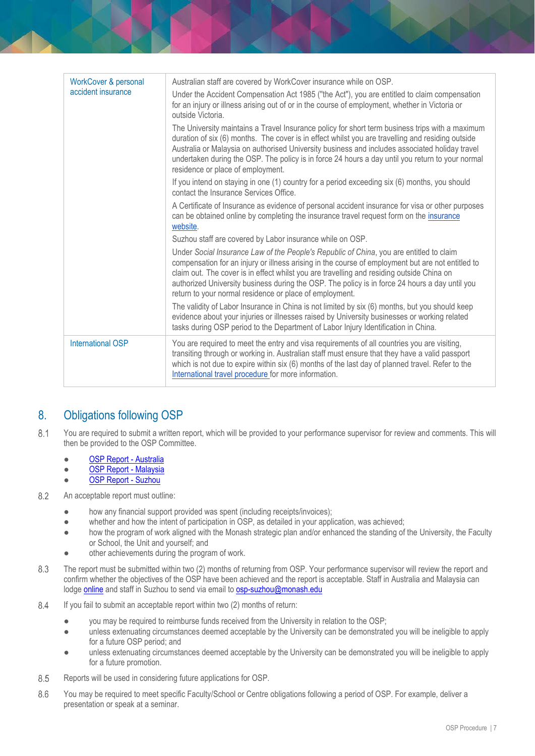| | |
|---|---|
| WorkCover & personal accident insurance | Australian staff are covered by WorkCover insurance while on OSP.<br><br>Under the Accident Compensation Act 1985 ("the Act"), you are entitled to claim compensation for an injury or illness arising out of or in the course of employment, whether in Victoria or outside Victoria.<br><br>The University maintains a Travel Insurance policy for short term business trips with a maximum duration of six (6) months. The cover is in effect whilst you are travelling and residing outside Australia or Malaysia on authorised University business and includes associated holiday travel undertaken during the OSP. The policy is in force 24 hours a day until you return to your normal residence or place of employment.<br><br>If you intend on staying in one (1) country for a period exceeding six (6) months, you should contact the Insurance Services Office.<br><br>A Certificate of Insurance as evidence of personal accident insurance for visa or other purposes can be obtained online by completing the insurance travel request form on the insurance website.<br><br>Suzhou staff are covered by Labor insurance while on OSP.<br><br>Under *Social Insurance Law of the People's Republic of China*, you are entitled to claim compensation for an injury or illness arising in the course of employment but are not entitled to claim out. The cover is in effect whilst you are travelling and residing outside China on authorized University business during the OSP. The policy is in force 24 hours a day until you return to your normal residence or place of employment.<br><br>The validity of Labor Insurance in China is not limited by six (6) months, but you should keep evidence about your injuries or illnesses raised by University businesses or working related tasks during OSP period to the Department of Labor Injury Identification in China. |
| International OSP | You are required to meet the entry and visa requirements of all countries you are visiting, transiting through or working in. Australian staff must ensure that they have a valid passport which is not due to expire within six (6) months of the last day of planned travel. Refer to the International travel procedure for more information. |

## 8. Obligations following OSP

8.1 You are required to submit a written report, which will be provided to your performance supervisor for review and comments. This will then be provided to the OSP Committee.

- OSP Report - Australia
- OSP Report - Malaysia
- OSP Report - Suzhou

8.2 An acceptable report must outline:

- how any financial support provided was spent (including receipts/invoices);
- whether and how the intent of participation in OSP, as detailed in your application, was achieved;
- how the program of work aligned with the Monash strategic plan and/or enhanced the standing of the University, the Faculty or School, the Unit and yourself; and
- other achievements during the program of work.

8.3 The report must be submitted within two (2) months of returning from OSP. Your performance supervisor will review the report and confirm whether the objectives of the OSP have been achieved and the report is acceptable. Staff in Australia and Malaysia can lodge online and staff in Suzhou to send via email to osp-suzhou@monash.edu

8.4 If you fail to submit an acceptable report within two (2) months of return:

- you may be required to reimburse funds received from the University in relation to the OSP;
- unless extenuating circumstances deemed acceptable by the University can be demonstrated you will be ineligible to apply for a future OSP period; and
- unless extenuating circumstances deemed acceptable by the University can be demonstrated you will be ineligible to apply for a future promotion.

8.5 Reports will be used in considering future applications for OSP.

8.6 You may be required to meet specific Faculty/School or Centre obligations following a period of OSP. For example, deliver a presentation or speak at a seminar.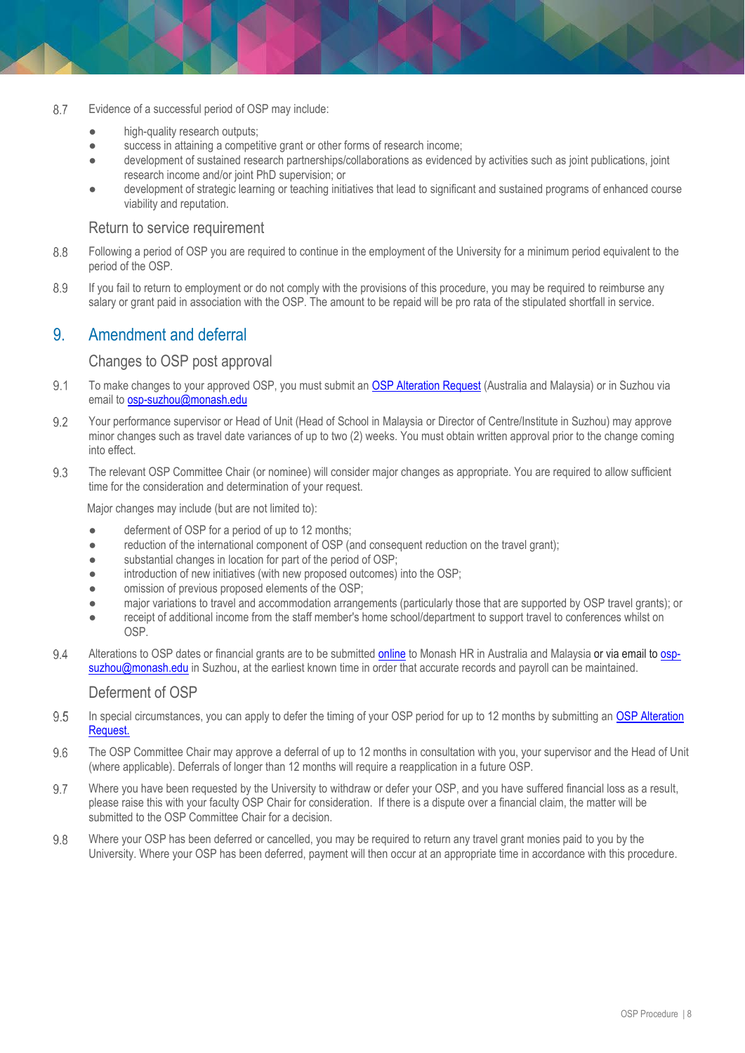8.7 Evidence of a successful period of OSP may include:

- high-quality research outputs;
- success in attaining a competitive grant or other forms of research income;
- development of sustained research partnerships/collaborations as evidenced by activities such as joint publications, joint research income and/or joint PhD supervision; or
- development of strategic learning or teaching initiatives that lead to significant and sustained programs of enhanced course viability and reputation.

### Return to service requirement

8.8 Following a period of OSP you are required to continue in the employment of the University for a minimum period equivalent to the period of the OSP.

8.9 If you fail to return to employment or do not comply with the provisions of this procedure, you may be required to reimburse any salary or grant paid in association with the OSP. The amount to be repaid will be pro rata of the stipulated shortfall in service.

## 9. Amendment and deferral

### Changes to OSP post approval

9.1 To make changes to your approved OSP, you must submit an [OSP Alteration Request](#) (Australia and Malaysia) or in Suzhou via email to [osp-suzhou@monash.edu](mailto:osp-suzhou@monash.edu)

9.2 Your performance supervisor or Head of Unit (Head of School in Malaysia or Director of Centre/Institute in Suzhou) may approve minor changes such as travel date variances of up to two (2) weeks. You must obtain written approval prior to the change coming into effect.

9.3 The relevant OSP Committee Chair (or nominee) will consider major changes as appropriate. You are required to allow sufficient time for the consideration and determination of your request.

Major changes may include (but are not limited to):

- deferment of OSP for a period of up to 12 months;
- reduction of the international component of OSP (and consequent reduction on the travel grant);
- substantial changes in location for part of the period of OSP;
- introduction of new initiatives (with new proposed outcomes) into the OSP;
- omission of previous proposed elements of the OSP;
- major variations to travel and accommodation arrangements (particularly those that are supported by OSP travel grants); or
- receipt of additional income from the staff member's home school/department to support travel to conferences whilst on OSP.

9.4 Alterations to OSP dates or financial grants are to be submitted [online](#) to Monash HR in Australia and Malaysia or via email to [osp-suzhou@monash.edu](mailto:osp-suzhou@monash.edu) in Suzhou, at the earliest known time in order that accurate records and payroll can be maintained.

### Deferment of OSP

9.5 In special circumstances, you can apply to defer the timing of your OSP period for up to 12 months by submitting an [OSP Alteration Request.](#)

9.6 The OSP Committee Chair may approve a deferral of up to 12 months in consultation with you, your supervisor and the Head of Unit (where applicable). Deferrals of longer than 12 months will require a reapplication in a future OSP.

9.7 Where you have been requested by the University to withdraw or defer your OSP, and you have suffered financial loss as a result, please raise this with your faculty OSP Chair for consideration. If there is a dispute over a financial claim, the matter will be submitted to the OSP Committee Chair for a decision.

9.8 Where your OSP has been deferred or cancelled, you may be required to return any travel grant monies paid to you by the University. Where your OSP has been deferred, payment will then occur at an appropriate time in accordance with this procedure.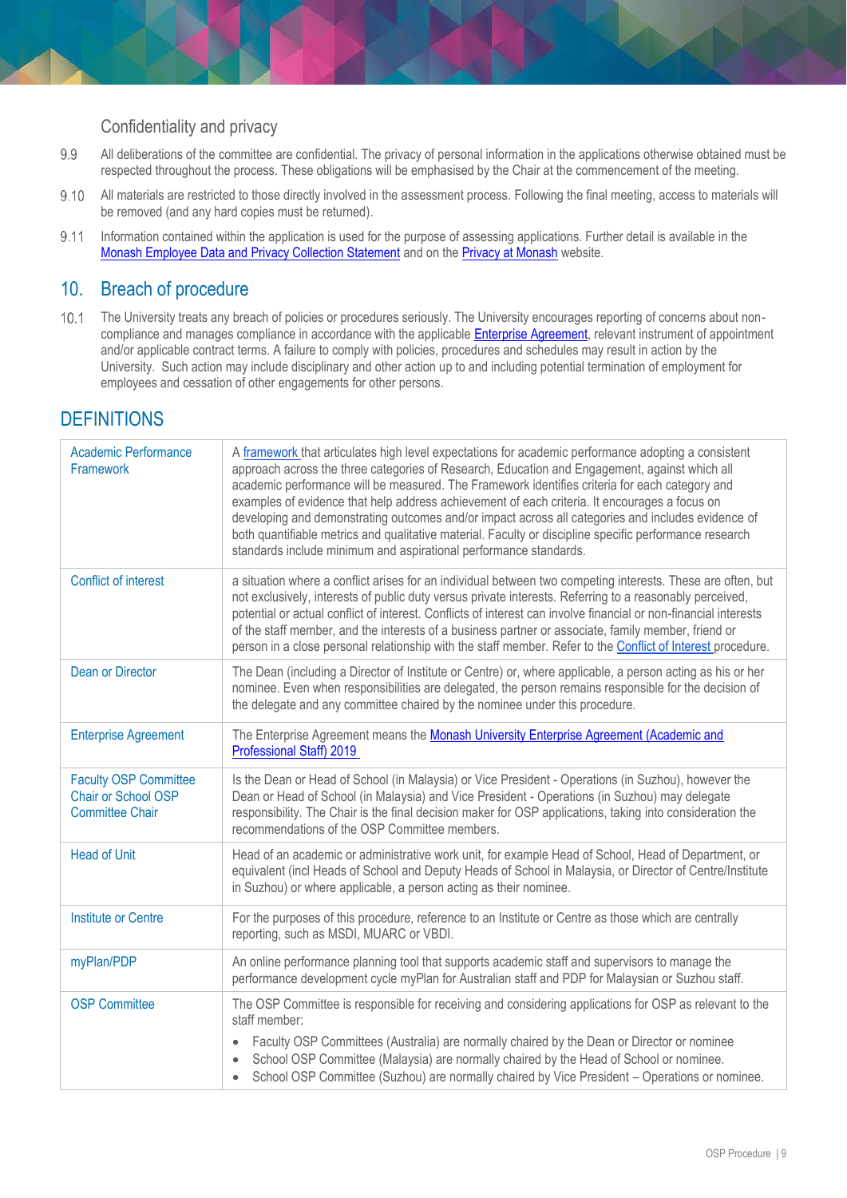### Confidentiality and privacy

9.9 All deliberations of the committee are confidential. The privacy of personal information in the applications otherwise obtained must be respected throughout the process. These obligations will be emphasised by the Chair at the commencement of the meeting.

9.10 All materials are restricted to those directly involved in the assessment process. Following the final meeting, access to materials will be removed (and any hard copies must be returned).

9.11 Information contained within the application is used for the purpose of assessing applications. Further detail is available in the Monash Employee Data and Privacy Collection Statement and on the Privacy at Monash website.

## 10. Breach of procedure

10.1 The University treats any breach of policies or procedures seriously. The University encourages reporting of concerns about non-compliance and manages compliance in accordance with the applicable Enterprise Agreement, relevant instrument of appointment and/or applicable contract terms. A failure to comply with policies, procedures and schedules may result in action by the University. Such action may include disciplinary and other action up to and including potential termination of employment for employees and cessation of other engagements for other persons.

## DEFINITIONS

| | |
|---|---|
| Academic Performance Framework | A framework that articulates high level expectations for academic performance adopting a consistent approach across the three categories of Research, Education and Engagement, against which all academic performance will be measured. The Framework identifies criteria for each category and examples of evidence that help address achievement of each criteria. It encourages a focus on developing and demonstrating outcomes and/or impact across all categories and includes evidence of both quantifiable metrics and qualitative material. Faculty or discipline specific performance research standards include minimum and aspirational performance standards. |
| Conflict of interest | a situation where a conflict arises for an individual between two competing interests. These are often, but not exclusively, interests of public duty versus private interests. Referring to a reasonably perceived, potential or actual conflict of interest. Conflicts of interest can involve financial or non-financial interests of the staff member, and the interests of a business partner or associate, family member, friend or person in a close personal relationship with the staff member. Refer to the Conflict of Interest procedure. |
| Dean or Director | The Dean (including a Director of Institute or Centre) or, where applicable, a person acting as his or her nominee. Even when responsibilities are delegated, the person remains responsible for the decision of the delegate and any committee chaired by the nominee under this procedure. |
| Enterprise Agreement | The Enterprise Agreement means the Monash University Enterprise Agreement (Academic and Professional Staff) 2019 |
| Faculty OSP Committee Chair or School OSP Committee Chair | Is the Dean or Head of School (in Malaysia) or Vice President - Operations (in Suzhou), however the Dean or Head of School (in Malaysia) and Vice President - Operations (in Suzhou) may delegate responsibility. The Chair is the final decision maker for OSP applications, taking into consideration the recommendations of the OSP Committee members. |
| Head of Unit | Head of an academic or administrative work unit, for example Head of School, Head of Department, or equivalent (incl Heads of School and Deputy Heads of School in Malaysia, or Director of Centre/Institute in Suzhou) or where applicable, a person acting as their nominee. |
| Institute or Centre | For the purposes of this procedure, reference to an Institute or Centre as those which are centrally reporting, such as MSDI, MUARC or VBDI. |
| myPlan/PDP | An online performance planning tool that supports academic staff and supervisors to manage the performance development cycle myPlan for Australian staff and PDP for Malaysian or Suzhou staff. |
| OSP Committee | The OSP Committee is responsible for receiving and considering applications for OSP as relevant to the staff member: <br>• Faculty OSP Committees (Australia) are normally chaired by the Dean or Director or nominee <br>• School OSP Committee (Malaysia) are normally chaired by the Head of School or nominee. <br>• School OSP Committee (Suzhou) are normally chaired by Vice President – Operations or nominee. |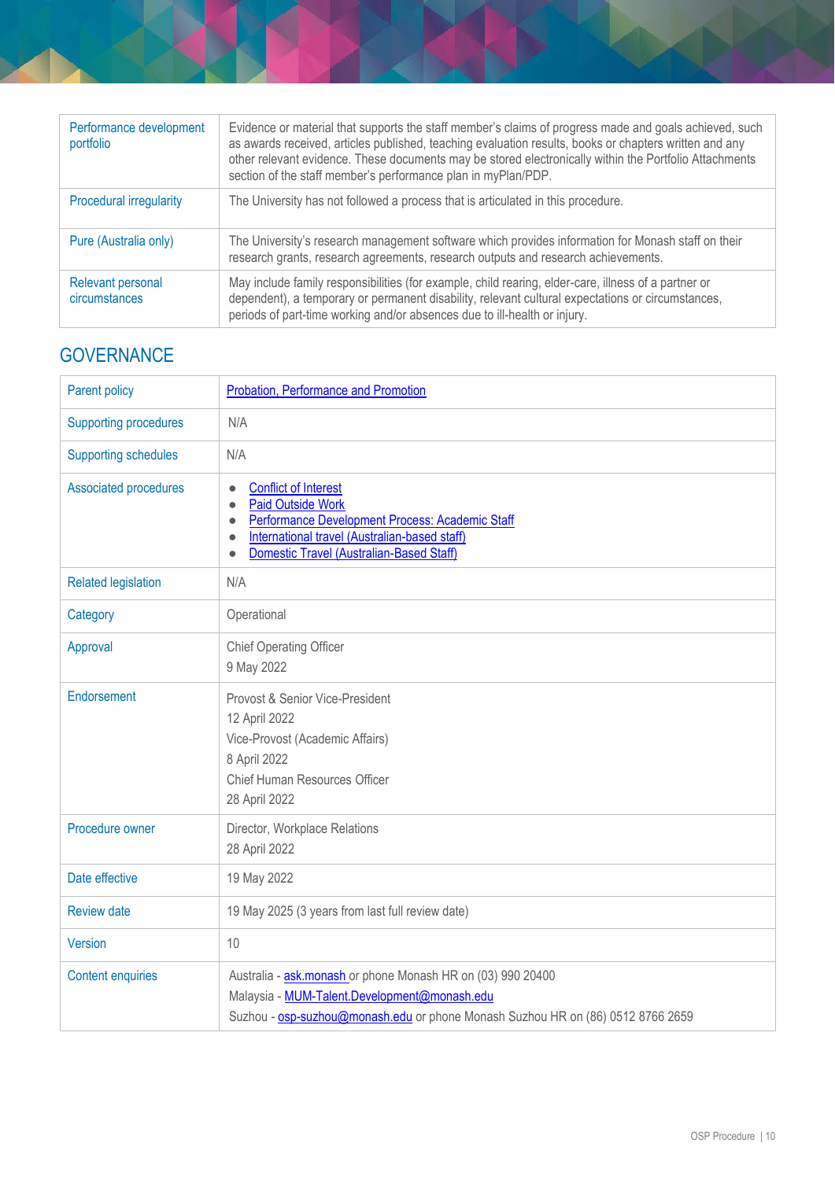| | |
|---|---|
| Performance development portfolio | Evidence or material that supports the staff member's claims of progress made and goals achieved, such as awards received, articles published, teaching evaluation results, books or chapters written and any other relevant evidence. These documents may be stored electronically within the Portfolio Attachments section of the staff member's performance plan in myPlan/PDP. |
| Procedural irregularity | The University has not followed a process that is articulated in this procedure. |
| Pure (Australia only) | The University's research management software which provides information for Monash staff on their research grants, research agreements, research outputs and research achievements. |
| Relevant personal circumstances | May include family responsibilities (for example, child rearing, elder-care, illness of a partner or dependent), a temporary or permanent disability, relevant cultural expectations or circumstances, periods of part-time working and/or absences due to ill-health or injury. |

## GOVERNANCE

| | |
|---|---|
| Parent policy | Probation, Performance and Promotion |
| Supporting procedures | N/A |
| Supporting schedules | N/A |
| Associated procedures | • Conflict of Interest<br>• Paid Outside Work<br>• Performance Development Process: Academic Staff<br>• International travel (Australian-based staff)<br>• Domestic Travel (Australian-Based Staff) |
| Related legislation | N/A |
| Category | Operational |
| Approval | Chief Operating Officer<br>9 May 2022 |
| Endorsement | Provost & Senior Vice-President<br>12 April 2022<br>Vice-Provost (Academic Affairs)<br>8 April 2022<br>Chief Human Resources Officer<br>28 April 2022 |
| Procedure owner | Director, Workplace Relations<br>28 April 2022 |
| Date effective | 19 May 2022 |
| Review date | 19 May 2025 (3 years from last full review date) |
| Version | 10 |
| Content enquiries | Australia - ask.monash or phone Monash HR on (03) 990 20400<br>Malaysia - MUM-Talent.Development@monash.edu<br>Suzhou - osp-suzhou@monash.edu or phone Monash Suzhou HR on (86) 0512 8766 2659 |